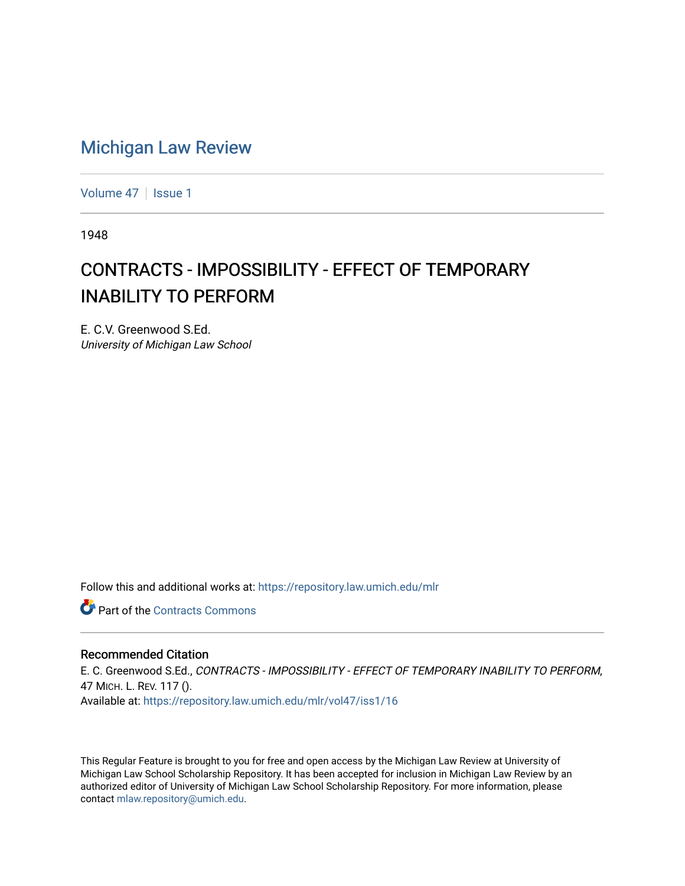# Michigan Law Review

Volume 47 | Issue 1

1948

## CONTRACTS - IMPOSSIBILITY - EFFECT OF TEMPORARY INABILITY TO PERFORM

E. C.V. Greenwood S.Ed.
*University of Michigan Law School*

Follow this and additional works at: https://repository.law.umich.edu/mlr

Part of the Contracts Commons

### Recommended Citation

E. C. Greenwood S.Ed., *CONTRACTS - IMPOSSIBILITY - EFFECT OF TEMPORARY INABILITY TO PERFORM*, 47 MICH. L. REV. 117 ().
Available at: https://repository.law.umich.edu/mlr/vol47/iss1/16

This Regular Feature is brought to you for free and open access by the Michigan Law Review at University of Michigan Law School Scholarship Repository. It has been accepted for inclusion in Michigan Law Review by an authorized editor of University of Michigan Law School Scholarship Repository. For more information, please contact mlaw.repository@umich.edu.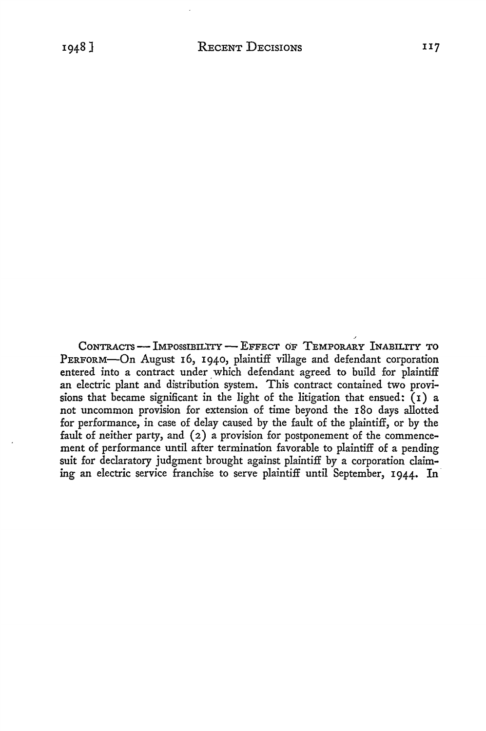CONTRACTS — IMPOSSIBILITY — EFFECT OF TEMPORARY INABILITY TO PERFORM—On August 16, 1940, plaintiff village and defendant corporation entered into a contract under which defendant agreed to build for plaintiff an electric plant and distribution system. This contract contained two provisions that became significant in the light of the litigation that ensued: (1) a not uncommon provision for extension of time beyond the 180 days allotted for performance, in case of delay caused by the fault of the plaintiff, or by the fault of neither party, and (2) a provision for postponement of the commencement of performance until after termination favorable to plaintiff of a pending suit for declaratory judgment brought against plaintiff by a corporation claiming an electric service franchise to serve plaintiff until September, 1944. In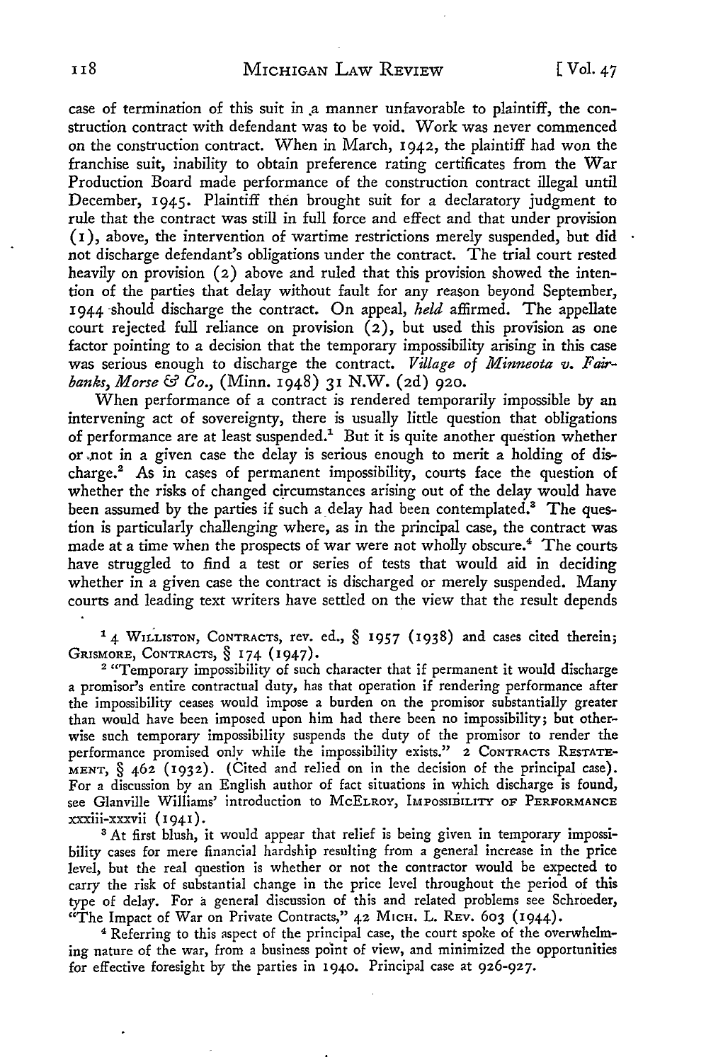case of termination of this suit in a manner unfavorable to plaintiff, the construction contract with defendant was to be void. Work was never commenced on the construction contract. When in March, 1942, the plaintiff had won the franchise suit, inability to obtain preference rating certificates from the War Production Board made performance of the construction contract illegal until December, 1945. Plaintiff then brought suit for a declaratory judgment to rule that the contract was still in full force and effect and that under provision (1), above, the intervention of wartime restrictions merely suspended, but did not discharge defendant's obligations under the contract. The trial court rested heavily on provision (2) above and ruled that this provision showed the intention of the parties that delay without fault for any reason beyond September, 1944 should discharge the contract. On appeal, *held* affirmed. The appellate court rejected full reliance on provision (2), but used this provision as one factor pointing to a decision that the temporary impossibility arising in this case was serious enough to discharge the contract. *Village of Minneota v. Fairbanks, Morse & Co.*, (Minn. 1948) 31 N.W. (2d) 920.

When performance of a contract is rendered temporarily impossible by an intervening act of sovereignty, there is usually little question that obligations of performance are at least suspended.[1] But it is quite another question whether or not in a given case the delay is serious enough to merit a holding of discharge.[2] As in cases of permanent impossibility, courts face the question of whether the risks of changed circumstances arising out of the delay would have been assumed by the parties if such a delay had been contemplated.[3] The question is particularly challenging where, as in the principal case, the contract was made at a time when the prospects of war were not wholly obscure.[4] The courts have struggled to find a test or series of tests that would aid in deciding whether in a given case the contract is discharged or merely suspended. Many courts and leading text writers have settled on the view that the result depends

[1] 4 WILLISTON, CONTRACTS, rev. ed., § 1957 (1938) and cases cited therein; GRISMORE, CONTRACTS, § 174 (1947).

[2] "Temporary impossibility of such character that if permanent it would discharge a promisor's entire contractual duty, has that operation if rendering performance after the impossibility ceases would impose a burden on the promisor substantially greater than would have been imposed upon him had there been no impossibility; but otherwise such temporary impossibility suspends the duty of the promisor to render the performance promised only while the impossibility exists." 2 CONTRACTS RESTATEMENT, § 462 (1932). (Cited and relied on in the decision of the principal case). For a discussion by an English author of fact situations in which discharge is found, see Glanville Williams' introduction to MCELROY, IMPOSSIBILITY OF PERFORMANCE xxxiii-xxxvii (1941).

[3] At first blush, it would appear that relief is being given in temporary impossibility cases for mere financial hardship resulting from a general increase in the price level, but the real question is whether or not the contractor would be expected to carry the risk of substantial change in the price level throughout the period of this type of delay. For a general discussion of this and related problems see Schroeder, "The Impact of War on Private Contracts," 42 MICH. L. REV. 603 (1944).

[4] Referring to this aspect of the principal case, the court spoke of the overwhelming nature of the war, from a business point of view, and minimized the opportunities for effective foresight by the parties in 1940. Principal case at 926-927.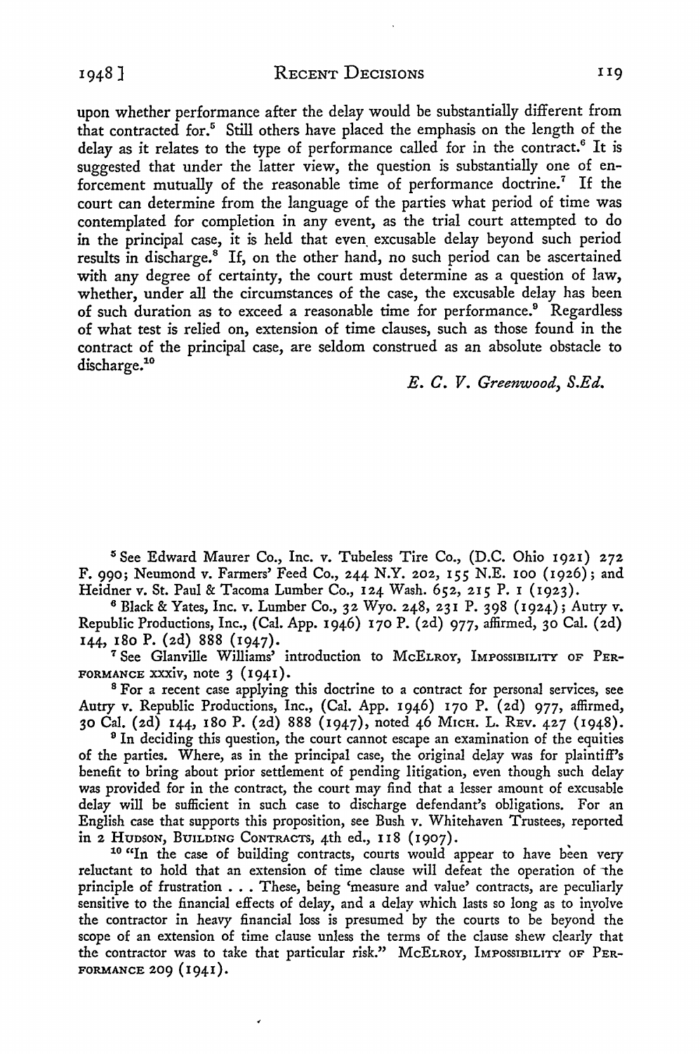upon whether performance after the delay would be substantially different from that contracted for.[5] Still others have placed the emphasis on the length of the delay as it relates to the type of performance called for in the contract.[6] It is suggested that under the latter view, the question is substantially one of enforcement mutually of the reasonable time of performance doctrine.[7] If the court can determine from the language of the parties what period of time was contemplated for completion in any event, as the trial court attempted to do in the principal case, it is held that even excusable delay beyond such period results in discharge.[8] If, on the other hand, no such period can be ascertained with any degree of certainty, the court must determine as a question of law, whether, under all the circumstances of the case, the excusable delay has been of such duration as to exceed a reasonable time for performance.[9] Regardless of what test is relied on, extension of time clauses, such as those found in the contract of the principal case, are seldom construed as an absolute obstacle to discharge.[10]

*E. C. V. Greenwood, S.Ed.*

---

[5] See Edward Maurer Co., Inc. v. Tubeless Tire Co., (D.C. Ohio 1921) 272 F. 990; Neumond v. Farmers' Feed Co., 244 N.Y. 202, 155 N.E. 100 (1926); and Heidner v. St. Paul & Tacoma Lumber Co., 124 Wash. 652, 215 P. 1 (1923).

[6] Black & Yates, Inc. v. Lumber Co., 32 Wyo. 248, 231 P. 398 (1924); Autry v. Republic Productions, Inc., (Cal. App. 1946) 170 P. (2d) 977, affirmed, 30 Cal. (2d) 144, 180 P. (2d) 888 (1947).

[7] See Glanville Williams' introduction to McElroy, Impossibility of Performance xxxiv, note 3 (1941).

[8] For a recent case applying this doctrine to a contract for personal services, see Autry v. Republic Productions, Inc., (Cal. App. 1946) 170 P. (2d) 977, affirmed, 30 Cal. (2d) 144, 180 P. (2d) 888 (1947), noted 46 Mich. L. Rev. 427 (1948).

[9] In deciding this question, the court cannot escape an examination of the equities of the parties. Where, as in the principal case, the original delay was for plaintiff's benefit to bring about prior settlement of pending litigation, even though such delay was provided for in the contract, the court may find that a lesser amount of excusable delay will be sufficient in such case to discharge defendant's obligations. For an English case that supports this proposition, see Bush v. Whitehaven Trustees, reported in 2 Hudson, Building Contracts, 4th ed., 118 (1907).

[10] "In the case of building contracts, courts would appear to have been very reluctant to hold that an extension of time clause will defeat the operation of the principle of frustration . . . These, being 'measure and value' contracts, are peculiarly sensitive to the financial effects of delay, and a delay which lasts so long as to involve the contractor in heavy financial loss is presumed by the courts to be beyond the scope of an extension of time clause unless the terms of the clause shew clearly that the contractor was to take that particular risk." McElroy, Impossibility of Performance 209 (1941).